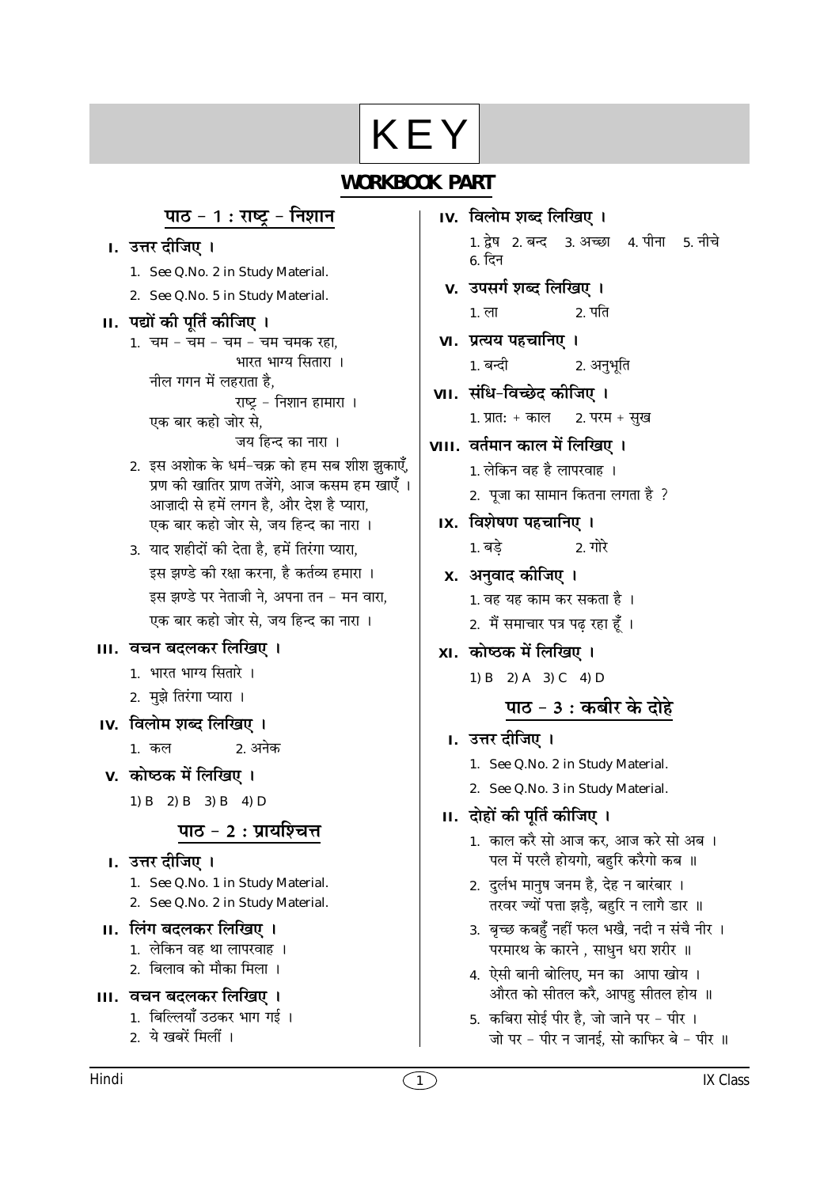# KEY

## WORKBOOK PART

## पाठ – 1 : राष्ट्र – निशान

**I. उत्तर दीजिए ।**

1. See Q.No. 2 in Study Material.
2. See Q.No. 5 in Study Material.

**II. पद्यों की पूर्ति कीजिए ।**

1. चम – चम – चम – चम चमक रहा,
   भारत भाग्य सितारा ।
   नील गगन में लहराता है,
   राष्ट्र – निशान हामारा ।
   एक बार कहो जोर से,
   जय हिन्द का नारा ।
2. इस अशोक के धर्म-चक्र को हम सब शीश झुकाएँ,
   प्रण की खातिर प्राण तजेंगे, आज कसम हम खाएँ ।
   आज़ादी से हमें लगन है, और देश है प्यारा,
   एक बार कहो जोर से, जय हिन्द का नारा ।
3. याद शहीदों की देता है, हमें तिरंगा प्यारा,
   इस झण्डे की रक्षा करना, है कर्तव्य हमारा ।
   इस झण्डे पर नेताजी ने, अपना तन – मन वारा,
   एक बार कहो जोर से, जय हिन्द का नारा ।

**III. वचन बदलकर लिखिए ।**

1. भारत भाग्य सितारे ।
2. मुझे तिरंगा प्यारा ।

**IV. विलोम शब्द लिखिए ।**

1. कल 2. अनेक

**V. कोष्ठक में लिखिए ।**

1) B 2) B 3) B 4) D

## पाठ – 2 : प्रायश्चित्त

**I. उत्तर दीजिए ।**

1. See Q.No. 1 in Study Material.
2. See Q.No. 2 in Study Material.

**II. लिंग बदलकर लिखिए ।**

1. लेकिन वह था लापरवाह ।
2. बिलाव को मौका मिला ।

**III. वचन बदलकर लिखिए ।**

1. बिल्लियाँ उठकर भाग गई ।
2. ये खबरें मिलीं ।

**IV. विलोम शब्द लिखिए ।**

1. द्वेष 2. बन्द 3. अच्छा 4. पीना 5. नीचे 6. दिन

**V. उपसर्ग शब्द लिखिए ।**

1. ला 2. पति

**VI. प्रत्यय पहचानिए ।**

1. बन्दी 2. अनुभूति

**VII. संधि-विच्छेद कीजिए ।**

1. प्रातः + काल 2. परम + सुख

**VIII. वर्तमान काल में लिखिए ।**

1. लेकिन वह है लापरवाह ।
2. पूजा का सामान कितना लगता है ?

**IX. विशेषण पहचानिए ।**

1. बड़े 2. गोरे

**X. अनुवाद कीजिए ।**

1. वह यह काम कर सकता है ।
2. मैं समाचार पत्र पढ़ रहा हूँ ।

**XI. कोष्ठक में लिखिए ।**

1) B 2) A 3) C 4) D

## पाठ – 3 : कबीर के दोहे

**I. उत्तर दीजिए ।**

1. See Q.No. 2 in Study Material.
2. See Q.No. 3 in Study Material.

**II. दोहों की पूर्ति कीजिए ।**

1. काल करै सो आज कर, आज करे सो अब ।
   पल में परलै होयगो, बहुरि करैगो कब ॥
2. दुर्लभ मानुष जनम है, देह न बारंबार ।
   तरवर ज्यों पत्ता झड़ें, बहुरि न लागै डार ॥
3. बृच्छ कबहुँ नहीं फल भखै, नदी न संचै नीर ।
   परमारथ के कारने , साधुन धरा शरीर ॥
4. ऐसी बानी बोलिए, मन का आपा खोय ।
   औरत को सीतल करै, आपहु सीतल होय ॥
5. कबिरा सोई पीर है, जो जाने पर – पीर ।
   जो पर – पीर न जानई, सो काफिर बे – पीर ॥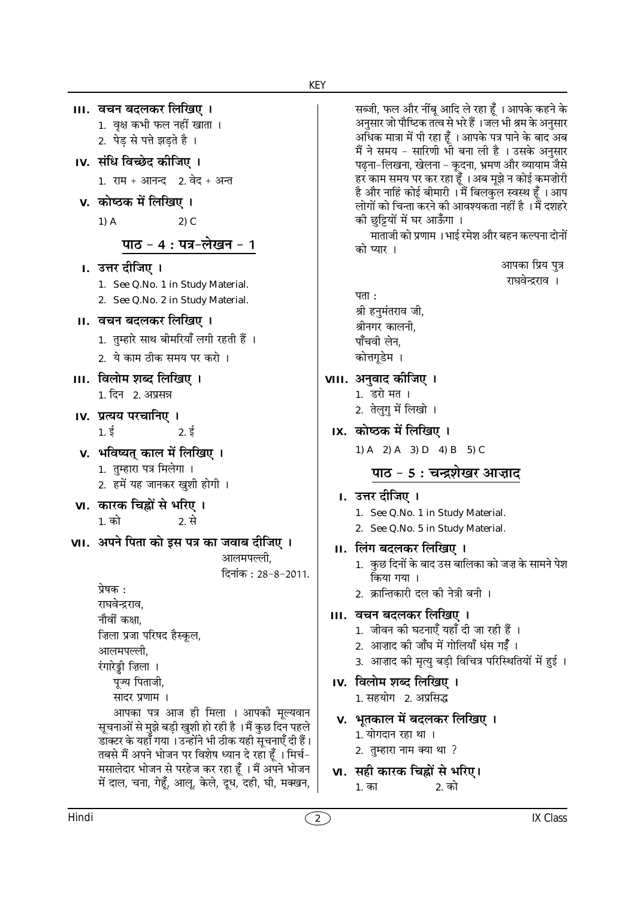**III. वचन बदलकर लिखिए ।**

1. वृक्ष कभी फल नहीं खाता ।
2. पेड़ से पत्ते झड़ते है ।

**IV. संधि विच्छेद कीजिए ।**

1. राम + आनन्द  2. वेद + अन्त

**V. कोष्ठक में लिखिए ।**

1) A  2) C

## पाठ – 4 : पत्र-लेखन – 1

**I. उत्तर दीजिए ।**

1. See Q.No. 1 in Study Material.
2. See Q.No. 2 in Study Material.

**II. वचन बदलकर लिखिए ।**

1. तुम्हारे साथ बीमरियाँ लगी रहती हैं ।
2. ये काम ठीक समय पर करो ।

**III. विलोम शब्द लिखिए ।**

1. दिन  2. अप्रसन्न

**IV. प्रत्यय परचानिए ।**

1. ई  2. ई

**V. भविष्यत् काल में लिखिए ।**

1. तुम्हारा पत्र मिलेगा ।
2. हमें यह जानकर खुशी होगी ।

**VI. कारक चिह्नों से भरिए ।**

1. को  2. से

**VII. अपने पिता को इस पत्र का जवाब दीजिए ।**

आलमपल्ली,
दिनांक : 28-8-2011.

प्रेषक :
राघवेन्द्रराव,
नौवीं कक्षा,
ज़िला प्रजा परिषद हैस्कूल,
आलमपल्ली,
रंगारेड्डी ज़िला ।

पूज्य पिताजी,
सादर प्रणाम ।

आपका पत्र आज ही मिला । आपकी मूल्यवान सूचनाओं से मुझे बड़ी खुशी हो रही है । मैं कुछ दिन पहले डाक्टर के यहाँ गया । उन्होंने भी ठीक यही सूचनाएँ दी हैं । तबसे मैं अपने भोजन पर विशेष ध्यान दे रहा हूँ । मिर्च-मसालेदार भोजन से परहेज कर रहा हूँ । मैं अपने भोजन में दाल, चना, गेहूँ, आलू, केले, दूध, दही, घी, मक्खन, सब्जी, फल और नींबू आदि ले रहा हूँ । आपके कहने के अनुसार जो पौष्टिक तत्व से भरे हैं । जल भी श्रम के अनुसार अधिक मात्रा में पी रहा हूँ । आपके पत्र पाने के बाद अब मैं ने समय - सारिणी भी बना ली है । उसके अनुसार पढ़ना-लिखना, खेलना - कूदना, भ्रमण और व्यायाम जैसे हर काम समय पर कर रहा हूँ । अब मूझे न कोई कमज़ोरी है और नाहिं कोई बीमारी । मैं बिलकुल स्वस्थ हूँ । आप लोगों को चिन्ता करने की आवश्यकता नहीं है । मैं दशहरे की छुट्टियों में घर आऊँगा ।

माताजी को प्रणाम । भाई रमेश और बहन कल्पना दोनों को प्यार ।

आपका प्रिय पुत्र
राघवेन्द्रराव ।

पता :
श्री हनुमंतराव जी,
श्रीनगर कालनी,
पाँचवी लेन,
कोत्तगूडेम ।

**VIII. अनुवाद कीजिए ।**

1. डरो मत ।
2. तेलुगु में लिखो ।

**IX. कोष्ठक में लिखिए ।**

1) A  2) A  3) D  4) B  5) C

## पाठ – 5 : चन्द्रशेखर आज़ाद

**I. उत्तर दीजिए ।**

1. See Q.No. 1 in Study Material.
2. See Q.No. 5 in Study Material.

**II. लिंग बदलकर लिखिए ।**

1. कुछ दिनों के बाद उस बालिका को जज़ के सामने पेश किया गया ।
2. क्रान्तिकारी दल की नेत्री बनी ।

**III. वचन बदलकर लिखिए ।**

1. जीवन की घटनाएँ यहाँ दी जा रही हैं ।
2. आज़ाद की जाँघ में गोलियाँ धंस गईं ।
3. आज़ाद की मृत्यु बड़ी विचित्र परिस्थितियों में हुई ।

**IV. विलोम शब्द लिखिए ।**

1. सहयोग  2. अप्रसिद्ध

**V. भूतकाल में बदलकर लिखिए ।**

1. योगदान रहा था ।
2. तुम्हारा नाम क्या था ?

**VI. सही कारक चिह्नों से भरिए।**

1. का  2. को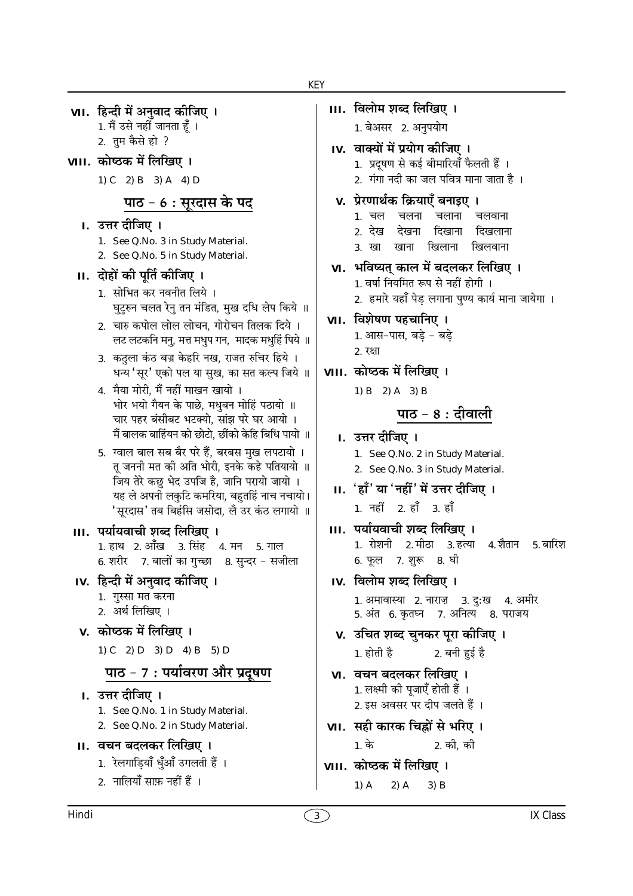### VII. हिन्दी में अनुवाद कीजिए ।

1. मैं उसे नहीं जानता हूँ ।
2. तुम कैसे हो ?

### VIII. कोष्ठक में लिखिए ।

1) C 2) B 3) A 4) D

## पाठ – 6 : सूरदास के पद

### I. उत्तर दीजिए ।

1. See Q.No. 3 in Study Material.
2. See Q.No. 5 in Study Material.

### II. दोहों की पूर्ति कीजिए ।

1. सोभित कर नवनीत लिये ।
   घुटुरुन चलत रेनु तन मंडित, मुख दधि लेप किये ॥
2. चारु कपोल लोल लोचन, गोरोचन तिलक दिये ।
   लट लटकनि मनु, मत्त मधुप गन, मादक मधुहिं पिये ॥
3. कठुला कंठ बज्र केहरि नख, राजत रुचिर हिये ।
   धन्य 'सूर' एको पल या सुख, का सत कल्प जिये ॥
4. मैया मोरी, मैं नहीं माखन खायो ।
   भोर भयो गैयन के पाछे, मधुबन मोहिं पठायो ॥
   चार पहर बंसीबट भटक्यो, सांझ परे घर आयो ।
   मैं बालक बाहिंयन को छोटो, छींको केहि बिधि पायो ॥
5. ग्वाल बाल सब बैर परे हैं, बरबस मुख लपटायो ।
   तू जननी मत की अति भोरी, इनके कहे पतियायो ॥
   जिय तेरे कछु भेद उपजि है, जानि परायो जायो ।
   यह ले अपनी लकुटि कमरिया, बहुतहिं नाच नचायो।
   'सूरदास' तब बिहंसि जसोदा, लै उर कंठ लगायो ॥

### III. पर्यायवाची शब्द लिखिए ।

1. हाथ 2. आँख 3. सिंह 4. मन 5. गाल
6. शरीर 7. बालों का गुच्छा 8. सुन्दर – सजीला

### IV. हिन्दी में अनुवाद कीजिए ।

1. गुस्सा मत करना
2. अर्थ लिखिए ।

### V. कोष्ठक में लिखिए ।

1) C 2) D 3) D 4) B 5) D

## पाठ – 7 : पर्यावरण और प्रदूषण

### I. उत्तर दीजिए ।

1. See Q.No. 1 in Study Material.
2. See Q.No. 2 in Study Material.

### II. वचन बदलकर लिखिए ।

1. रेलगाड़ियाँ धुँआँ उगलती हैं ।
2. नालियाँ साफ़ नहीं हैं ।

### III. विलोम शब्द लिखिए ।

1. बेअसर 2. अनुपयोग

### IV. वाक्यों में प्रयोग कीजिए ।

1. प्रदूषण से कई बीमारियाँ फैलती हैं ।
2. गंगा नदी का जल पवित्र माना जाता है ।

### V. प्रेरणार्थक क्रियाएँ बनाइए ।

1. चल चलना चलाना चलवाना
2. देख देखना दिखाना दिखलाना
3. खा खाना खिलाना खिलवाना

### VI. भविष्यत् काल में बदलकर लिखिए ।

1. वर्षा नियमित रूप से नहीं होगी ।
2. हमारे यहाँ पेड़ लगाना पुण्य कार्य माना जायेगा ।

### VII. विशेषण पहचानिए ।

1. आस-पास, बड़े – बड़े
2. रक्षा

### VIII. कोष्ठक में लिखिए ।

1) B 2) A 3) B

## पाठ – 8 : दीवाली

### I. उत्तर दीजिए ।

1. See Q.No. 2 in Study Material.
2. See Q.No. 3 in Study Material.

### II. 'हाँ' या 'नहीं' में उत्तर दीजिए ।

1. नहीं 2. हाँ 3. हाँ

### III. पर्यायवाची शब्द लिखिए ।

1. रोशनी 2. मीठा 3. हत्या 4. शैतान 5. बारिश
6. फूल 7. शुरू 8. घी

### IV. विलोम शब्द लिखिए ।

1. अमावास्या 2. नाराज़ 3. दु:ख 4. अमीर
5. अंत 6. कृतघ्न 7. अनित्य 8. पराजय

### V. उचित शब्द चुनकर पूरा कीजिए ।

1. होती है 2. बनी हुई है

### VI. वचन बदलकर लिखिए ।

1. लक्ष्मी की पूजाएँ होती हैं ।
2. इस अवसर पर दीप जलते हैं ।

### VII. सही कारक चिह्नों से भरिए ।

1. के 2. की, की

### VIII. कोष्ठक में लिखिए ।

1) A 2) A 3) B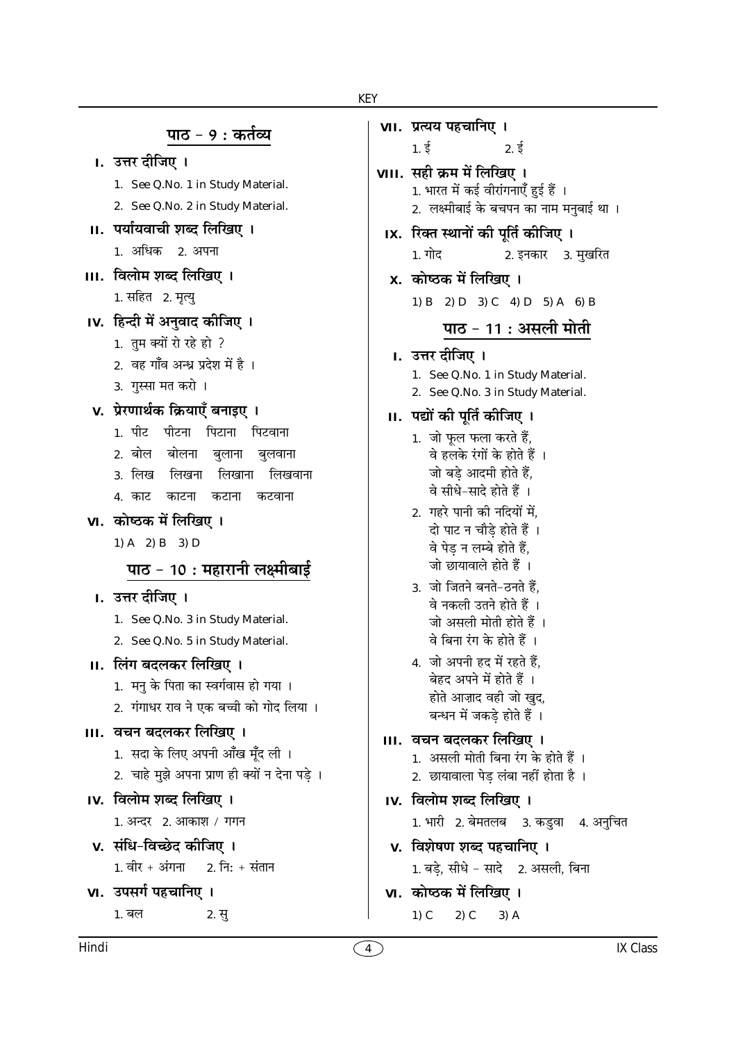## पाठ – 9 : कर्तव्य

**I. उत्तर दीजिए ।**

1. See Q.No. 1 in Study Material.
2. See Q.No. 2 in Study Material.

**II. पर्यायवाची शब्द लिखिए ।**

1. अधिक 2. अपना

**III. विलोम शब्द लिखिए ।**

1. सहित 2. मृत्यु

**IV. हिन्दी में अनुवाद कीजिए ।**

1. तुम क्यों रो रहे हो ?
2. वह गाँव अन्ध्र प्रदेश में है ।
3. गुस्सा मत करो ।

**V. प्रेरणार्थक क्रियाएँ बनाइए ।**

1. पीट पीटना पिटाना पिटवाना
2. बोल बोलना बुलाना बुलवाना
3. लिख लिखना लिखाना लिखवाना
4. काट काटना कटाना कटवाना

**VI. कोष्ठक में लिखिए ।**

1) A 2) B 3) D

## पाठ – 10 : महारानी लक्ष्मीबाई

**I. उत्तर दीजिए ।**

1. See Q.No. 3 in Study Material.
2. See Q.No. 5 in Study Material.

**II. लिंग बदलकर लिखिए ।**

1. मनु के पिता का स्वर्गवास हो गया ।
2. गंगाधर राव ने एक बच्ची को गोद लिया ।

**III. वचन बदलकर लिखिए ।**

1. सदा के लिए अपनी आँख मूँद ली ।
2. चाहे मुझे अपना प्राण ही क्यों न देना पड़े ।

**IV. विलोम शब्द लिखिए ।**

1. अन्दर 2. आकाश / गगन

**V. संधि-विच्छेद कीजिए ।**

1. वीर + अंगना 2. निः + संतान

**VI. उपसर्ग पहचानिए ।**

1. बल 2. सु

**VII. प्रत्यय पहचानिए ।**

1. ई 2. ई

**VIII. सही क्रम में लिखिए ।**

1. भारत में कई वीरांगनाएँ हुई हैं ।
2. लक्ष्मीबाई के बचपन का नाम मनुबाई था ।

**IX. रिक्त स्थानों की पूर्ति कीजिए ।**

1. गोद 2. इनकार 3. मुखरित

**X. कोष्ठक में लिखिए ।**

1) B 2) D 3) C 4) D 5) A 6) B

## पाठ – 11 : असली मोती

**I. उत्तर दीजिए ।**

1. See Q.No. 1 in Study Material.
2. See Q.No. 3 in Study Material.

**II. पद्यों की पूर्ति कीजिए ।**

1. जो फूल फला करते हैं,
   वे हलके रंगों के होते हैं ।
   जो बड़े आदमी होते हैं,
   वे सीधे-सादे होते हैं ।
2. गहरे पानी की नदियों में,
   दो पाट न चौड़े होते हैं ।
   वे पेड़ न लम्बे होते हैं,
   जो छायावाले होते हैं ।
3. जो जितने बनते-ठनते हैं,
   वे नकली उतने होते हैं ।
   जो असली मोती होते हैं ।
   वे बिना रंग के होते हैं ।
4. जो अपनी हद में रहते हैं,
   बेहद अपने में होते हैं ।
   होते आज़ाद वही जो खुद,
   बन्धन में जकड़े होते हैं ।

**III. वचन बदलकर लिखिए ।**

1. असली मोती बिना रंग के होते हैं ।
2. छायावाला पेड़ लंबा नहीं होता है ।

**IV. विलोम शब्द लिखिए ।**

1. भारी 2. बेमतलब 3. कड़ुवा 4. अनुचित

**V. विशेषण शब्द पहचानिए ।**

1. बड़े, सीधे – सादे 2. असली, बिना

**VI. कोष्ठक में लिखिए ।**

1) C 2) C 3) A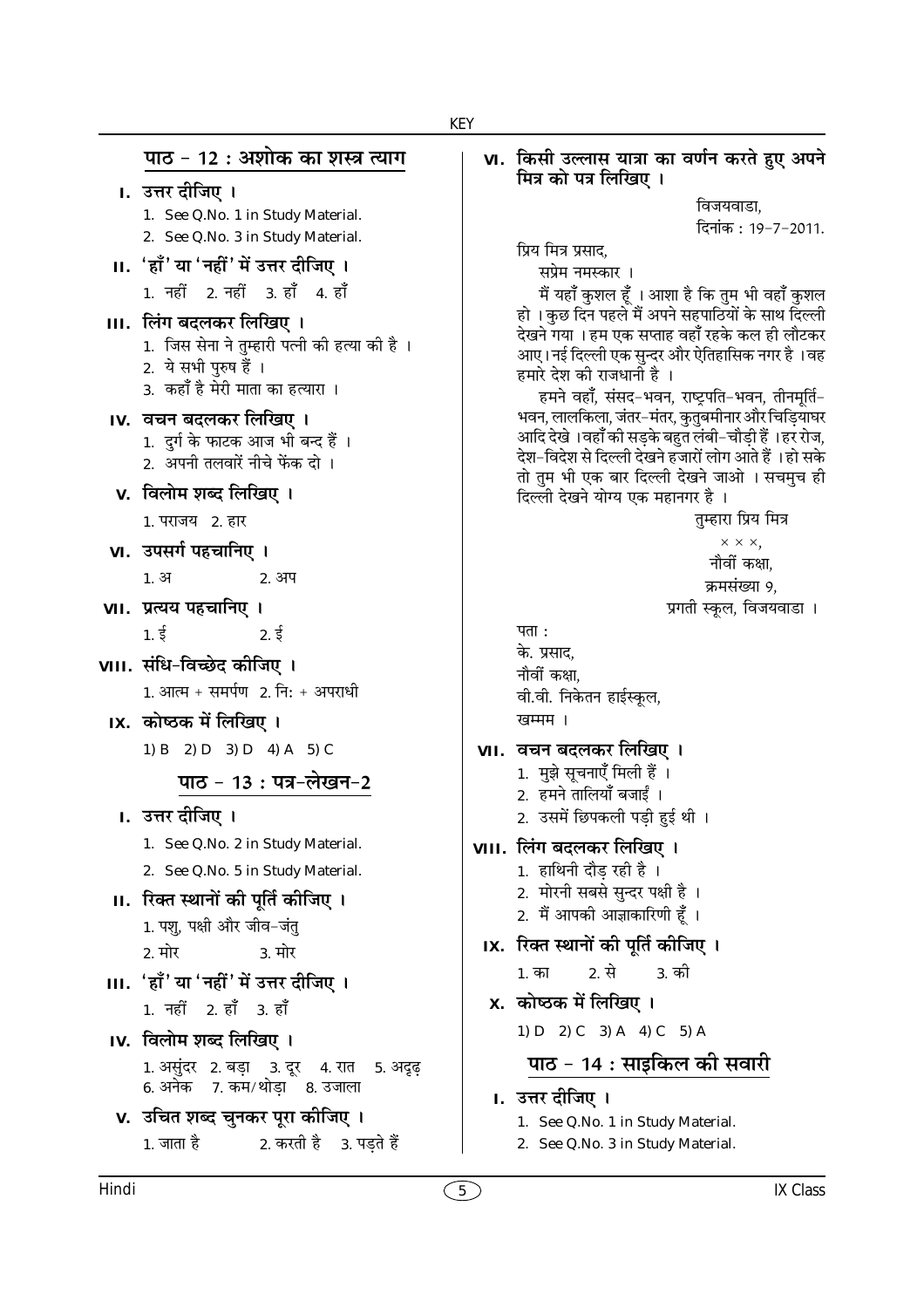## पाठ – 12 : अशोक का शस्त्र त्याग

**I. उत्तर दीजिए ।**

1. See Q.No. 1 in Study Material.
2. See Q.No. 3 in Study Material.

**II. 'हाँ' या 'नहीं' में उत्तर दीजिए ।**

1. नहीं 2. नहीं 3. हाँ 4. हाँ

**III. लिंग बदलकर लिखिए ।**

1. जिस सेना ने तुम्हारी पत्नी की हत्या की है ।
2. ये सभी पुरुष हैं ।
3. कहाँ है मेरी माता का हत्यारा ।

**IV. वचन बदलकर लिखिए ।**

1. दुर्ग के फाटक आज भी बन्द हैं ।
2. अपनी तलवारें नीचे फेंक दो ।

**V. विलोम शब्द लिखिए ।**

1. पराजय 2. हार

**VI. उपसर्ग पहचानिए ।**

1. अ 2. अप

**VII. प्रत्यय पहचानिए ।**

1. ई 2. ई

**VIII. संधि-विच्छेद कीजिए ।**

1. आत्म + समर्पण 2. निः + अपराधी

**IX. कोष्ठक में लिखिए ।**

1) B 2) D 3) D 4) A 5) C

## पाठ – 13 : पत्र-लेखन-2

**I. उत्तर दीजिए ।**

1. See Q.No. 2 in Study Material.
2. See Q.No. 5 in Study Material.

**II. रिक्त स्थानों की पूर्ति कीजिए ।**

1. पशु, पक्षी और जीव-जंतु
2. मोर 3. मोर

**III. 'हाँ' या 'नहीं' में उत्तर दीजिए ।**

1. नहीं 2. हाँ 3. हाँ

**IV. विलोम शब्द लिखिए ।**

1. असुंदर 2. बड़ा 3. दूर 4. रात 5. अदृढ़ 6. अनेक 7. कम/थोड़ा 8. उजाला

**V. उचित शब्द चुनकर पूरा कीजिए ।**

1. जाता है 2. करती है 3. पड़ते हैं

**VI. किसी उल्लास यात्रा का वर्णन करते हुए अपने मित्र को पत्र लिखिए ।**

विजयवाडा,
दिनांक : 19-7-2011.

प्रिय मित्र प्रसाद,
सप्रेम नमस्कार ।

मैं यहाँ कुशल हूँ । आशा है कि तुम भी वहाँ कुशल हो । कुछ दिन पहले मैं अपने सहपाठियों के साथ दिल्ली देखने गया । हम एक सप्ताह वहाँ रहके कल ही लौटकर आए। नई दिल्ली एक सुन्दर और ऐतिहासिक नगर है । वह हमारे देश की राजधानी है ।

हमने वहाँ, संसद-भवन, राष्ट्रपति-भवन, तीनमूर्ति-भवन, लालकिला, जंतर-मंतर, कुतुबमीनार और चिड़ियाघर आदि देखे । वहाँ की सड़के बहुत लंबी-चौड़ी हैं । हर रोज, देश-विदेश से दिल्ली देखने हजारों लोग आते हैं । हो सके तो तुम भी एक बार दिल्ली देखने जाओ । सचमुच ही दिल्ली देखने योग्य एक महानगर है ।

तुम्हारा प्रिय मित्र
× × ×,
नौवीं कक्षा,
क्रमसंख्या 9,
प्रगती स्कूल, विजयवाडा ।

पता :
के. प्रसाद,
नौवीं कक्षा,
वी.वी. निकेतन हाईस्कूल,
खम्मम ।

**VII. वचन बदलकर लिखिए ।**

1. मुझे सूचनाएँ मिली हैं ।
2. हमने तालियाँ बजाईं ।
2. उसमें छिपकली पड़ी हुई थी ।

**VIII. लिंग बदलकर लिखिए ।**

1. हाथिनी दौड़ रही है ।
2. मोरनी सबसे सुन्दर पक्षी है ।
2. मैं आपकी आज्ञाकारिणी हूँ ।

**IX. रिक्त स्थानों की पूर्ति कीजिए ।**

1. का 2. से 3. की

**X. कोष्ठक में लिखिए ।**

1) D 2) C 3) A 4) C 5) A

## पाठ – 14 : साइकिल की सवारी

**I. उत्तर दीजिए ।**

1. See Q.No. 1 in Study Material.
2. See Q.No. 3 in Study Material.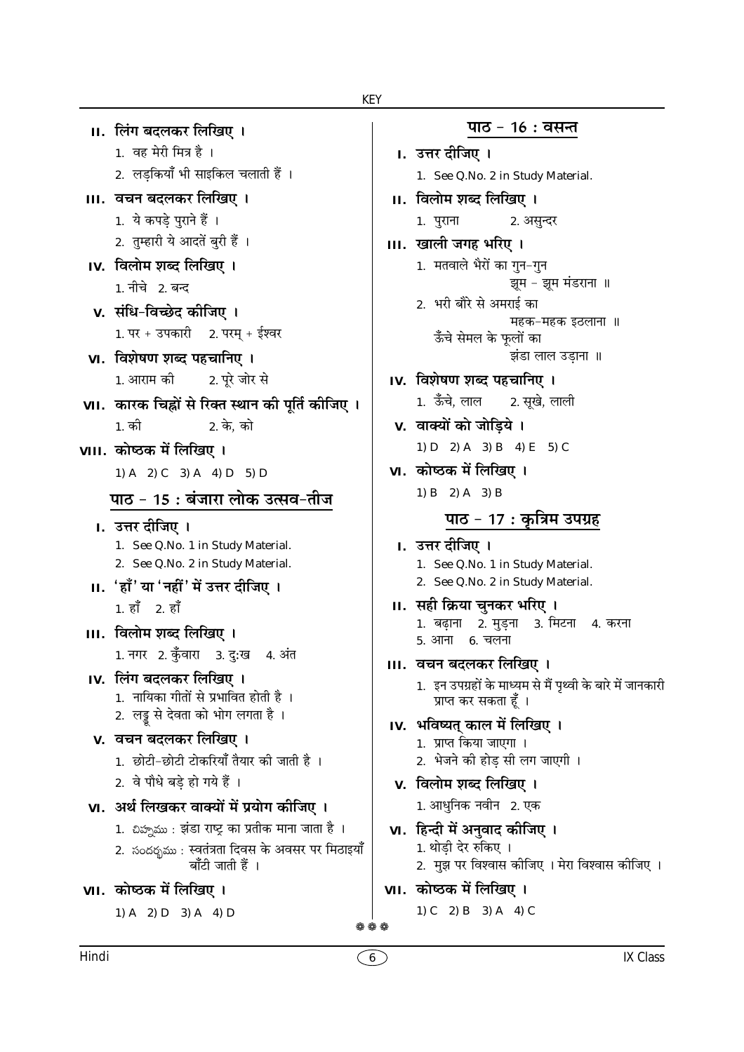**II. लिंग बदलकर लिखिए ।**

1. वह मेरी मित्र है ।
2. लड़कियाँ भी साइकिल चलाती हैं ।

**III. वचन बदलकर लिखिए ।**

1. ये कपड़े पुराने हैं ।
2. तुम्हारी ये आदतें बुरी हैं ।

**IV. विलोम शब्द लिखिए ।**

1. नीचे 2. बन्द

**V. संधि-विच्छेद कीजिए ।**

1. पर + उपकारी 2. परम् + ईश्वर

**VI. विशेषण शब्द पहचानिए ।**

1. आराम की 2. पूरे जोर से

**VII. कारक चिह्नों से रिक्त स्थान की पूर्ति कीजिए ।**

1. की 2. के, को

**VIII. कोष्ठक में लिखिए ।**

1) A 2) C 3) A 4) D 5) D

## पाठ – 15 : बंजारा लोक उत्सव-तीज

**I. उत्तर दीजिए ।**

1. See Q.No. 1 in Study Material.
2. See Q.No. 2 in Study Material.

**II. 'हाँ' या 'नहीं' में उत्तर दीजिए ।**

1. हाँ 2. हाँ

**III. विलोम शब्द लिखिए ।**

1. नगर 2. कुँवारा 3. दु:ख 4. अंत

**IV. लिंग बदलकर लिखिए ।**

1. नायिका गीतों से प्रभावित होती है ।
2. लड्डू से देवता को भोग लगता है ।

**V. वचन बदलकर लिखिए ।**

1. छोटी-छोटी टोकरियाँ तैयार की जाती है ।
2. वे पौधे बड़े हो गये हैं ।

**VI. अर्थ लिखकर वाक्यों में प्रयोग कीजिए ।**

1. చిహ్నము : झंडा राष्ट्र का प्रतीक माना जाता है ।
2. సందర్భము : स्वतंत्रता दिवस के अवसर पर मिठाइयाँ बाँटी जाती हैं ।

**VII. कोष्ठक में लिखिए ।**

1) A 2) D 3) A 4) D

## पाठ – 16 : वसन्त

**I. उत्तर दीजिए ।**

1. See Q.No. 2 in Study Material.

**II. विलोम शब्द लिखिए ।**

1. पुराना 2. असुन्दर

**III. खाली जगह भरिए ।**

1. मतवाले भैरों का गुन-गुन
   झूम – झूम मंडराना ॥
2. भरी बौरे से अमराई का
   महक-महक इठलाना ॥
   ऊँचे सेमल के फूलों का
   झंडा लाल उड़ाना ॥

**IV. विशेषण शब्द पहचानिए ।**

1. ऊँचे, लाल 2. सूखे, लाली

**V. वाक्यों को जोड़िये ।**

1) D 2) A 3) B 4) E 5) C

**VI. कोष्ठक में लिखिए ।**

1) B 2) A 3) B

## पाठ – 17 : कृत्रिम उपग्रह

**I. उत्तर दीजिए ।**

1. See Q.No. 1 in Study Material.
2. See Q.No. 2 in Study Material.

**II. सही क्रिया चुनकर भरिए ।**

1. बढ़ाना 2. मुड़ना 3. मिटना 4. करना 5. आना 6. चलना

**III. वचन बदलकर लिखिए ।**

1. इन उपग्रहों के माध्यम से मैं पृथ्वी के बारे में जानकारी प्राप्त कर सकता हूँ ।

**IV. भविष्यत् काल में लिखिए ।**

1. प्राप्त किया जाएगा ।
2. भेजने की होड़ सी लग जाएगी ।

**V. विलोम शब्द लिखिए ।**

1. आधुनिक नवीन 2. एक

**VI. हिन्दी में अनुवाद कीजिए ।**

1. थोड़ी देर रुकिए ।
2. मुझ पर विश्वास कीजिए । मेरा विश्वास कीजिए ।

**VII. कोष्ठक में लिखिए ।**

1) C 2) B 3) A 4) C